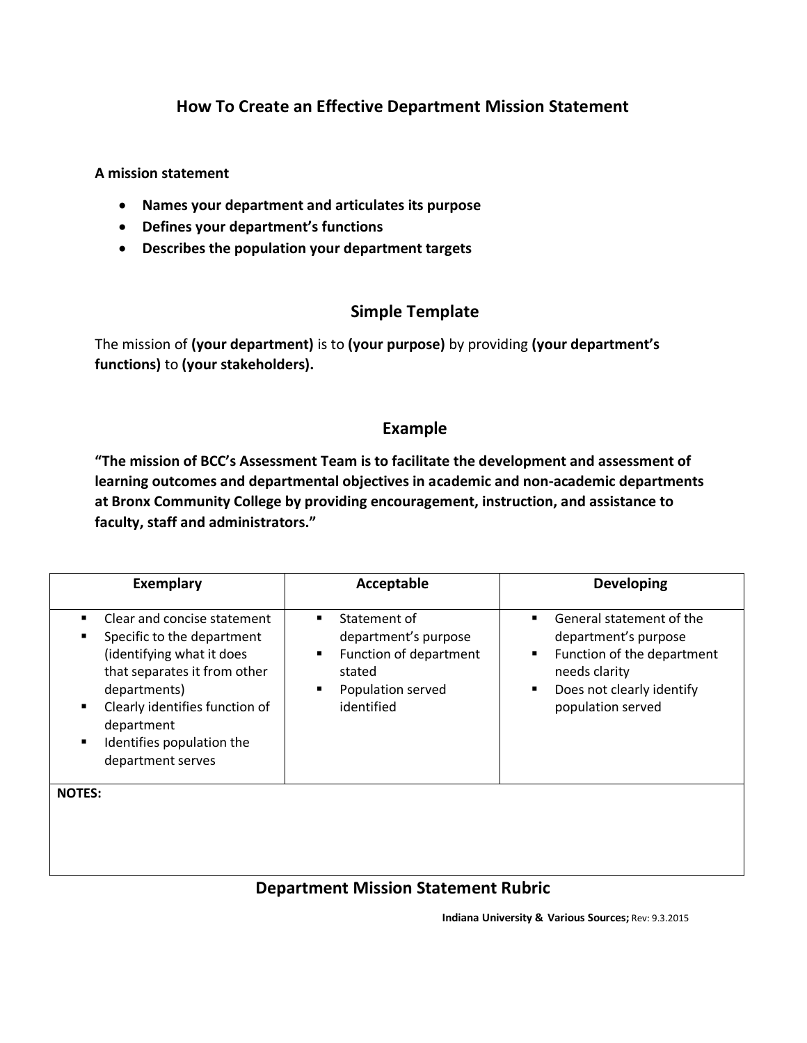# How To Create an Effective Department Mission Statement

**A mission statement**

- **Names your department and articulates its purpose**
- **Defines your department's functions**
- **Describes the population your department targets**

## Simple Template

The mission of **(your department)** is to **(your purpose)** by providing **(your department's functions)** to **(your stakeholders).**

## Example

**"The mission of BCC's Assessment Team is to facilitate the development and assessment of learning outcomes and departmental objectives in academic and non-academic departments at Bronx Community College by providing encouragement, instruction, and assistance to faculty, staff and administrators."**

| Exemplary | Acceptable | Developing |
|---|---|---|
| ▪ Clear and concise statement<br>▪ Specific to the department (identifying what it does that separates it from other departments)<br>▪ Clearly identifies function of department<br>▪ Identifies population the department serves | ▪ Statement of department's purpose<br>▪ Function of department stated<br>▪ Population served identified | ▪ General statement of the department's purpose<br>▪ Function of the department needs clarity<br>▪ Does not clearly identify population served |
| **NOTES:** | | |

## Department Mission Statement Rubric

**Indiana University & Various Sources;** Rev: 9.3.2015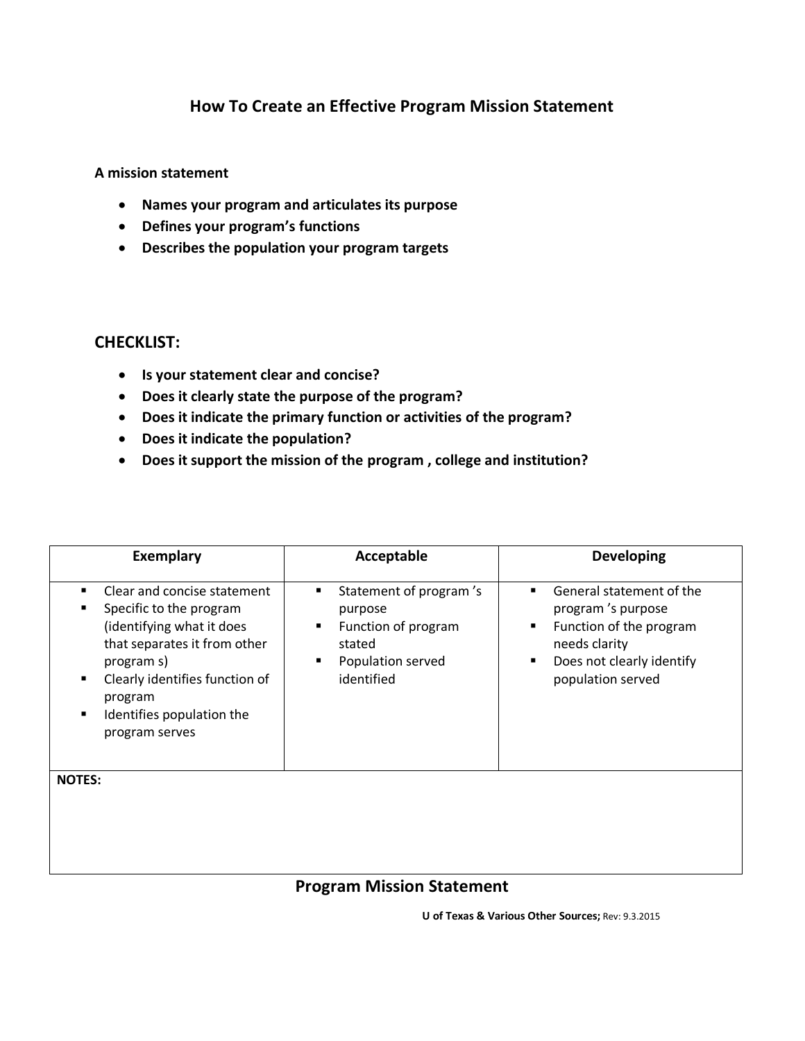## How To Create an Effective Program Mission Statement

**A mission statement**

- **Names your program and articulates its purpose**
- **Defines your program's functions**
- **Describes the population your program targets**

### CHECKLIST:

- **Is your statement clear and concise?**
- **Does it clearly state the purpose of the program?**
- **Does it indicate the primary function or activities of the program?**
- **Does it indicate the population?**
- **Does it support the mission of the program , college and institution?**

| Exemplary | Acceptable | Developing |
|---|---|---|
| ▪ Clear and concise statement<br>▪ Specific to the program (identifying what it does that separates it from other program s)<br>▪ Clearly identifies function of program<br>▪ Identifies population the program serves | ▪ Statement of program 's purpose<br>▪ Function of program stated<br>▪ Population served identified | ▪ General statement of the program 's purpose<br>▪ Function of the program needs clarity<br>▪ Does not clearly identify population served |
| **NOTES:** | | |

**Program Mission Statement**

**U of Texas & Various Other Sources;** Rev: 9.3.2015